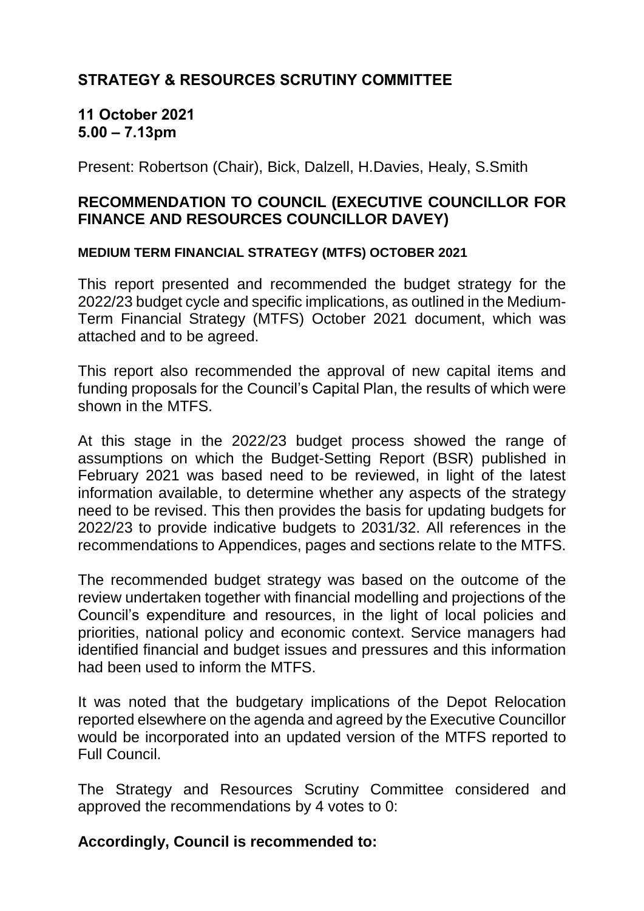# STRATEGY & RESOURCES SCRUTINY COMMITTEE

**11 October 2021**
**5.00 – 7.13pm**

Present: Robertson (Chair), Bick, Dalzell, H.Davies, Healy, S.Smith

## RECOMMENDATION TO COUNCIL (EXECUTIVE COUNCILLOR FOR FINANCE AND RESOURCES COUNCILLOR DAVEY)

### MEDIUM TERM FINANCIAL STRATEGY (MTFS) OCTOBER 2021

This report presented and recommended the budget strategy for the 2022/23 budget cycle and specific implications, as outlined in the Medium-Term Financial Strategy (MTFS) October 2021 document, which was attached and to be agreed.

This report also recommended the approval of new capital items and funding proposals for the Council's Capital Plan, the results of which were shown in the MTFS.

At this stage in the 2022/23 budget process showed the range of assumptions on which the Budget-Setting Report (BSR) published in February 2021 was based need to be reviewed, in light of the latest information available, to determine whether any aspects of the strategy need to be revised. This then provides the basis for updating budgets for 2022/23 to provide indicative budgets to 2031/32. All references in the recommendations to Appendices, pages and sections relate to the MTFS.

The recommended budget strategy was based on the outcome of the review undertaken together with financial modelling and projections of the Council's expenditure and resources, in the light of local policies and priorities, national policy and economic context. Service managers had identified financial and budget issues and pressures and this information had been used to inform the MTFS.

It was noted that the budgetary implications of the Depot Relocation reported elsewhere on the agenda and agreed by the Executive Councillor would be incorporated into an updated version of the MTFS reported to Full Council.

The Strategy and Resources Scrutiny Committee considered and approved the recommendations by 4 votes to 0:

**Accordingly, Council is recommended to:**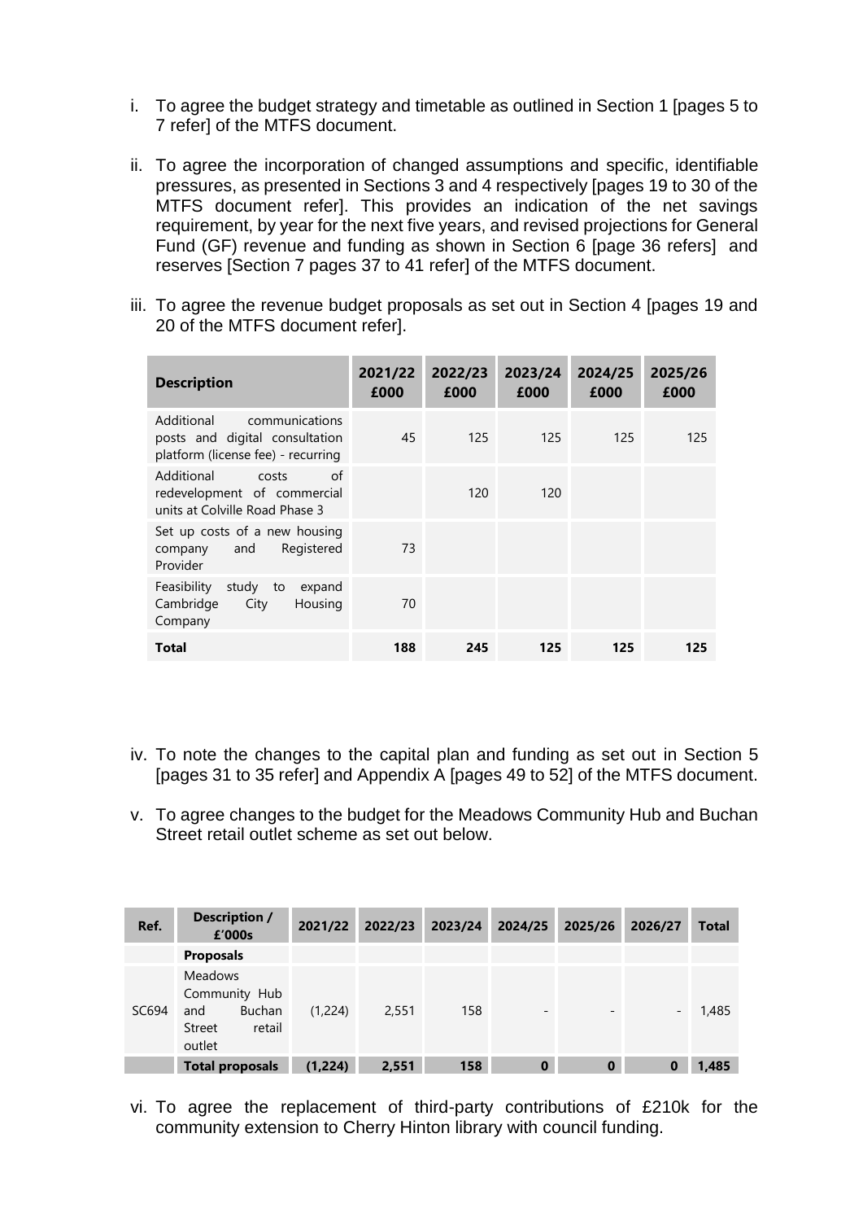i. To agree the budget strategy and timetable as outlined in Section 1 [pages 5 to 7 refer] of the MTFS document.

ii. To agree the incorporation of changed assumptions and specific, identifiable pressures, as presented in Sections 3 and 4 respectively [pages 19 to 30 of the MTFS document refer]. This provides an indication of the net savings requirement, by year for the next five years, and revised projections for General Fund (GF) revenue and funding as shown in Section 6 [page 36 refers] and reserves [Section 7 pages 37 to 41 refer] of the MTFS document.

iii. To agree the revenue budget proposals as set out in Section 4 [pages 19 and 20 of the MTFS document refer].

| Description | 2021/22 £000 | 2022/23 £000 | 2023/24 £000 | 2024/25 £000 | 2025/26 £000 |
|---|---|---|---|---|---|
| Additional communications posts and digital consultation platform (license fee) - recurring | 45 | 125 | 125 | 125 | 125 |
| Additional costs of redevelopment of commercial units at Colville Road Phase 3 | | 120 | 120 | | |
| Set up costs of a new housing company and Registered Provider | 73 | | | | |
| Feasibility study to expand Cambridge City Housing Company | 70 | | | | |
| **Total** | **188** | **245** | **125** | **125** | **125** |

iv. To note the changes to the capital plan and funding as set out in Section 5 [pages 31 to 35 refer] and Appendix A [pages 49 to 52] of the MTFS document.

v. To agree changes to the budget for the Meadows Community Hub and Buchan Street retail outlet scheme as set out below.

| Ref. | Description / £'000s | 2021/22 | 2022/23 | 2023/24 | 2024/25 | 2025/26 | 2026/27 | Total |
|---|---|---|---|---|---|---|---|---|
| | **Proposals** | | | | | | | |
| SC694 | Meadows Community Hub and Buchan Street retail outlet | (1,224) | 2,551 | 158 | - | - | - | 1,485 |
| | **Total proposals** | **(1,224)** | **2,551** | **158** | **0** | **0** | **0** | **1,485** |

vi. To agree the replacement of third-party contributions of £210k for the community extension to Cherry Hinton library with council funding.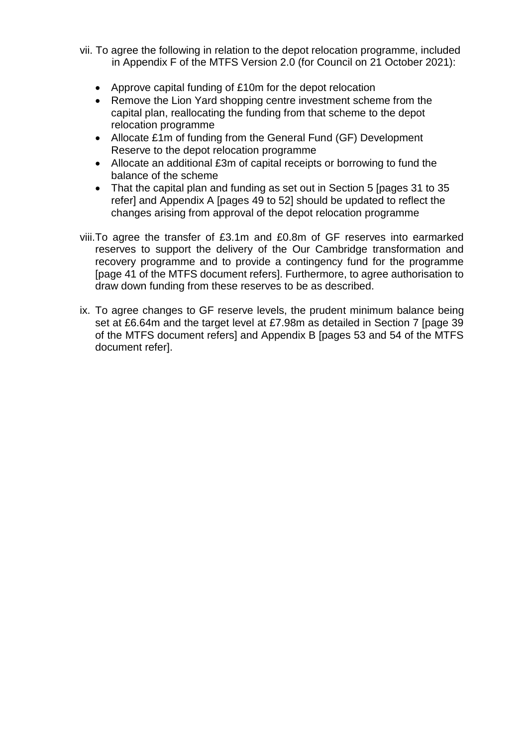vii. To agree the following in relation to the depot relocation programme, included in Appendix F of the MTFS Version 2.0 (for Council on 21 October 2021):

- Approve capital funding of £10m for the depot relocation
- Remove the Lion Yard shopping centre investment scheme from the capital plan, reallocating the funding from that scheme to the depot relocation programme
- Allocate £1m of funding from the General Fund (GF) Development Reserve to the depot relocation programme
- Allocate an additional £3m of capital receipts or borrowing to fund the balance of the scheme
- That the capital plan and funding as set out in Section 5 [pages 31 to 35 refer] and Appendix A [pages 49 to 52] should be updated to reflect the changes arising from approval of the depot relocation programme

viii. To agree the transfer of £3.1m and £0.8m of GF reserves into earmarked reserves to support the delivery of the Our Cambridge transformation and recovery programme and to provide a contingency fund for the programme [page 41 of the MTFS document refers]. Furthermore, to agree authorisation to draw down funding from these reserves to be as described.

ix. To agree changes to GF reserve levels, the prudent minimum balance being set at £6.64m and the target level at £7.98m as detailed in Section 7 [page 39 of the MTFS document refers] and Appendix B [pages 53 and 54 of the MTFS document refer].